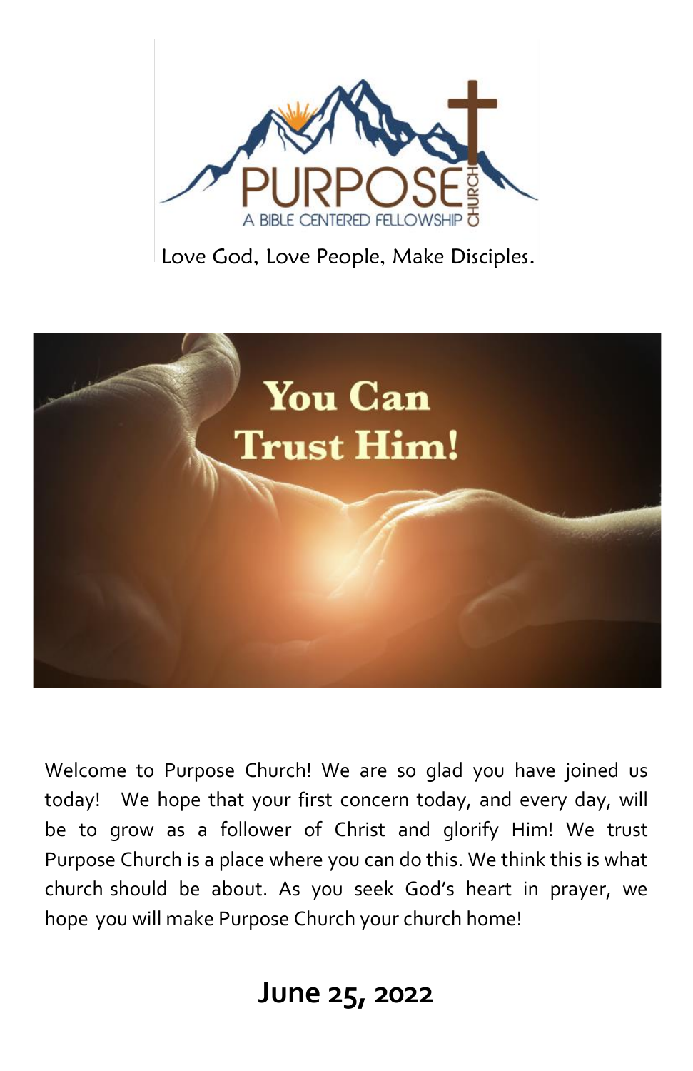PURPOSE CHURCH

A BIBLE CENTERED FELLOWSHIP

Love God, Love People, Make Disciples.

# You Can Trust Him!

Welcome to Purpose Church! We are so glad you have joined us today! We hope that your first concern today, and every day, will be to grow as a follower of Christ and glorify Him! We trust Purpose Church is a place where you can do this. We think this is what church should be about. As you seek God's heart in prayer, we hope you will make Purpose Church your church home!

## June 25, 2022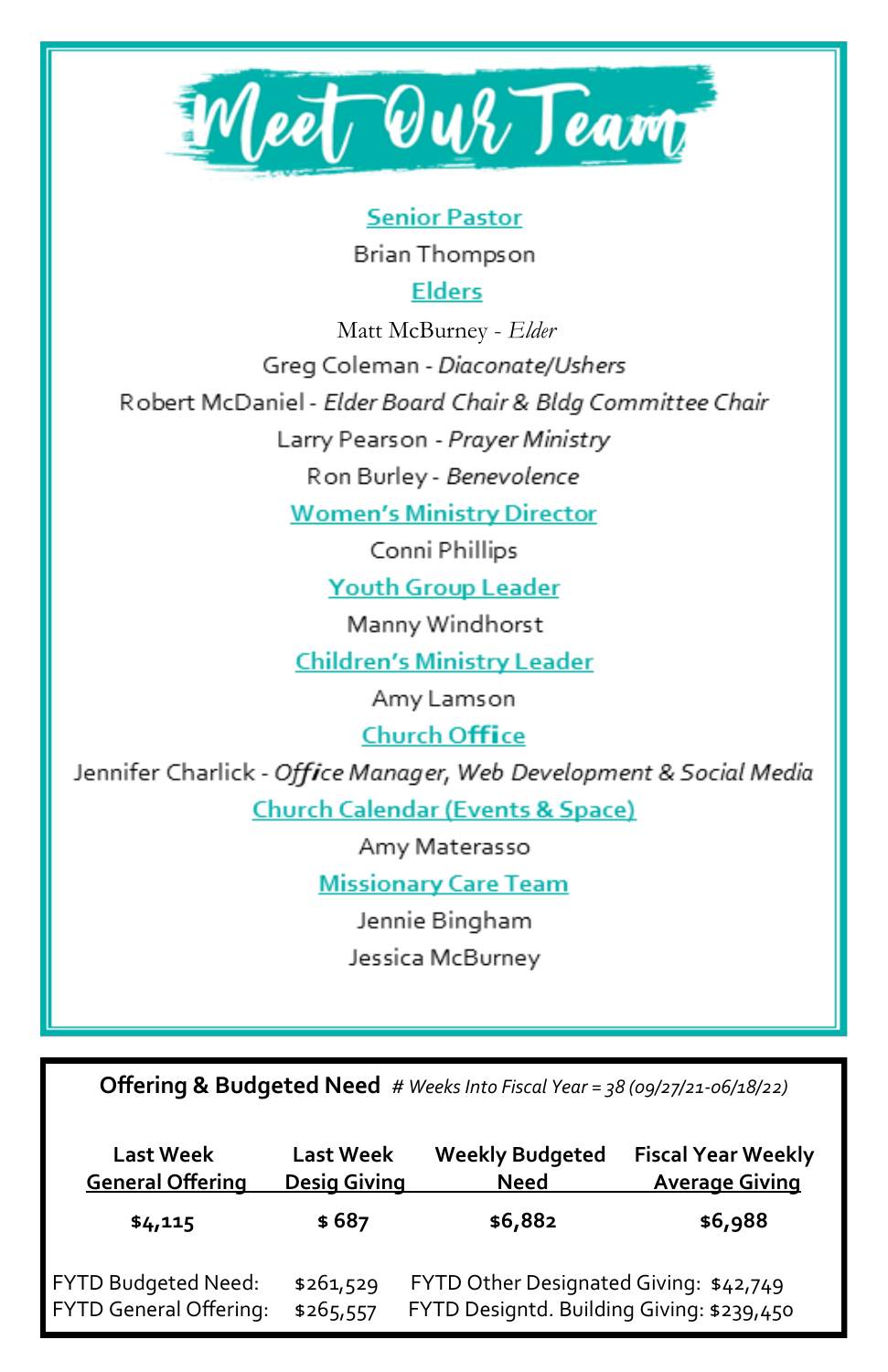# Meet Our Team

**Senior Pastor**

Brian Thompson

**Elders**

Matt McBurney - *Elder*

Greg Coleman - *Diaconate/Ushers*

Robert McDaniel - *Elder Board Chair & Bldg Committee Chair*

Larry Pearson - *Prayer Ministry*

Ron Burley - *Benevolence*

**Women's Ministry Director**

Conni Phillips

**Youth Group Leader**

Manny Windhorst

**Children's Ministry Leader**

Amy Lamson

**Church Office**

Jennifer Charlick - *Office Manager, Web Development & Social Media*

**Church Calendar (Events & Space)**

Amy Materasso

**Missionary Care Team**

Jennie Bingham

Jessica McBurney

**Offering & Budgeted Need** *# Weeks Into Fiscal Year = 38 (09/27/21-06/18/22)*

| Last Week General Offering | Last Week Desig Giving | Weekly Budgeted Need | Fiscal Year Weekly Average Giving |
|---|---|---|---|
| **$4,115** | **$ 687** | **$6,882** | **$6,988** |

FYTD Budgeted Need: $261,529
FYTD General Offering: $265,557
FYTD Other Designated Giving: $42,749
FYTD Designtd. Building Giving: $239,450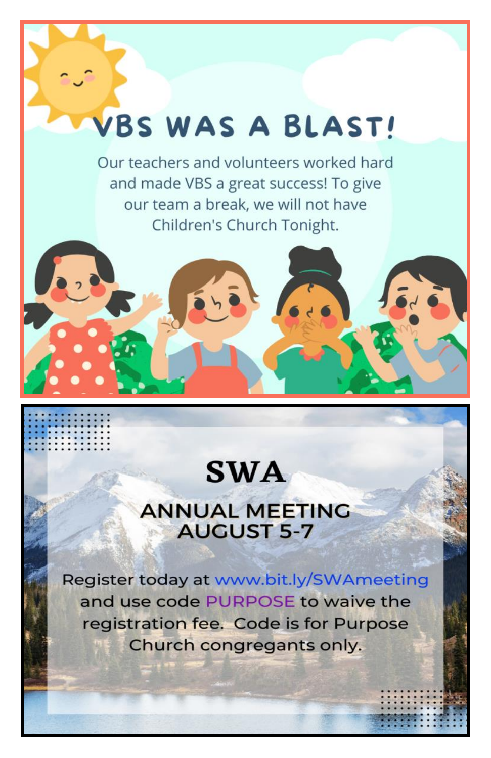# VBS WAS A BLAST!

Our teachers and volunteers worked hard and made VBS a great success! To give our team a break, we will not have Children's Church Tonight.

# SWA

## ANNUAL MEETING AUGUST 5-7

Register today at www.bit.ly/SWAmeeting and use code PURPOSE to waive the registration fee. Code is for Purpose Church congregants only.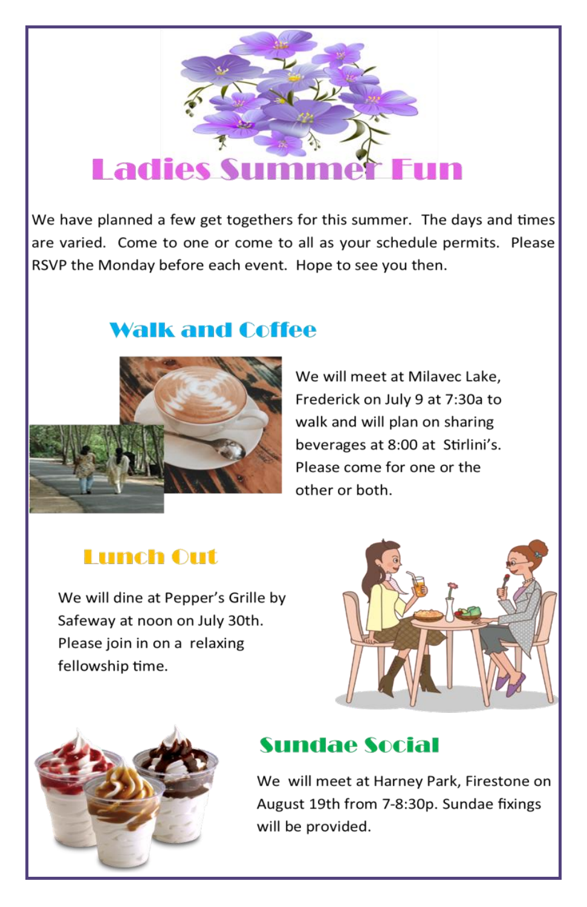# Ladies Summer Fun

We have planned a few get togethers for this summer. The days and times are varied. Come to one or come to all as your schedule permits. Please RSVP the Monday before each event. Hope to see you then.

## Walk and Coffee

We will meet at Milavec Lake, Frederick on July 9 at 7:30a to walk and will plan on sharing beverages at 8:00 at Stirlini's. Please come for one or the other or both.

## Lunch Out

We will dine at Pepper's Grille by Safeway at noon on July 30th. Please join in on a relaxing fellowship time.

## Sundae Social

We will meet at Harney Park, Firestone on August 19th from 7-8:30p. Sundae fixings will be provided.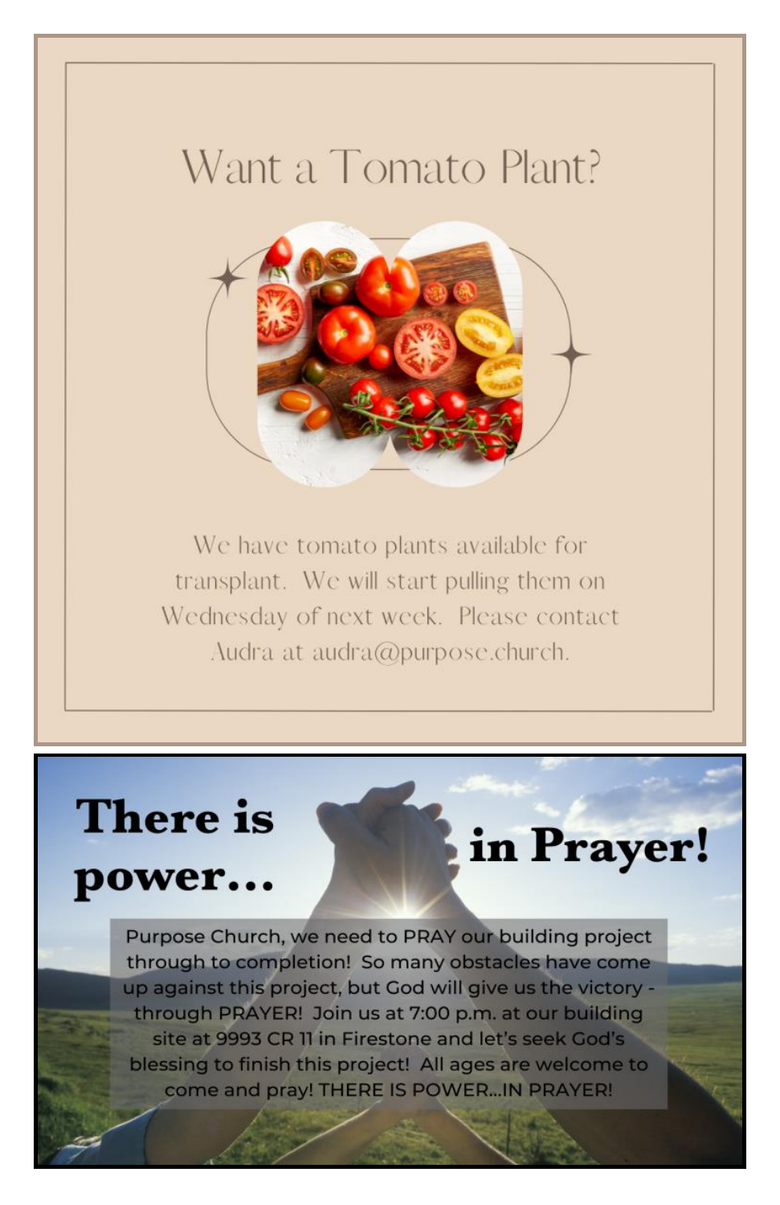# Want a Tomato Plant?

We have tomato plants available for transplant. We will start pulling them on Wednesday of next week. Please contact Audra at audra@purpose.church.

# There is power... in Prayer!

Purpose Church, we need to PRAY our building project through to completion! So many obstacles have come up against this project, but God will give us the victory - through PRAYER! Join us at 7:00 p.m. at our building site at 9993 CR 11 in Firestone and let's seek God's blessing to finish this project! All ages are welcome to come and pray! THERE IS POWER...IN PRAYER!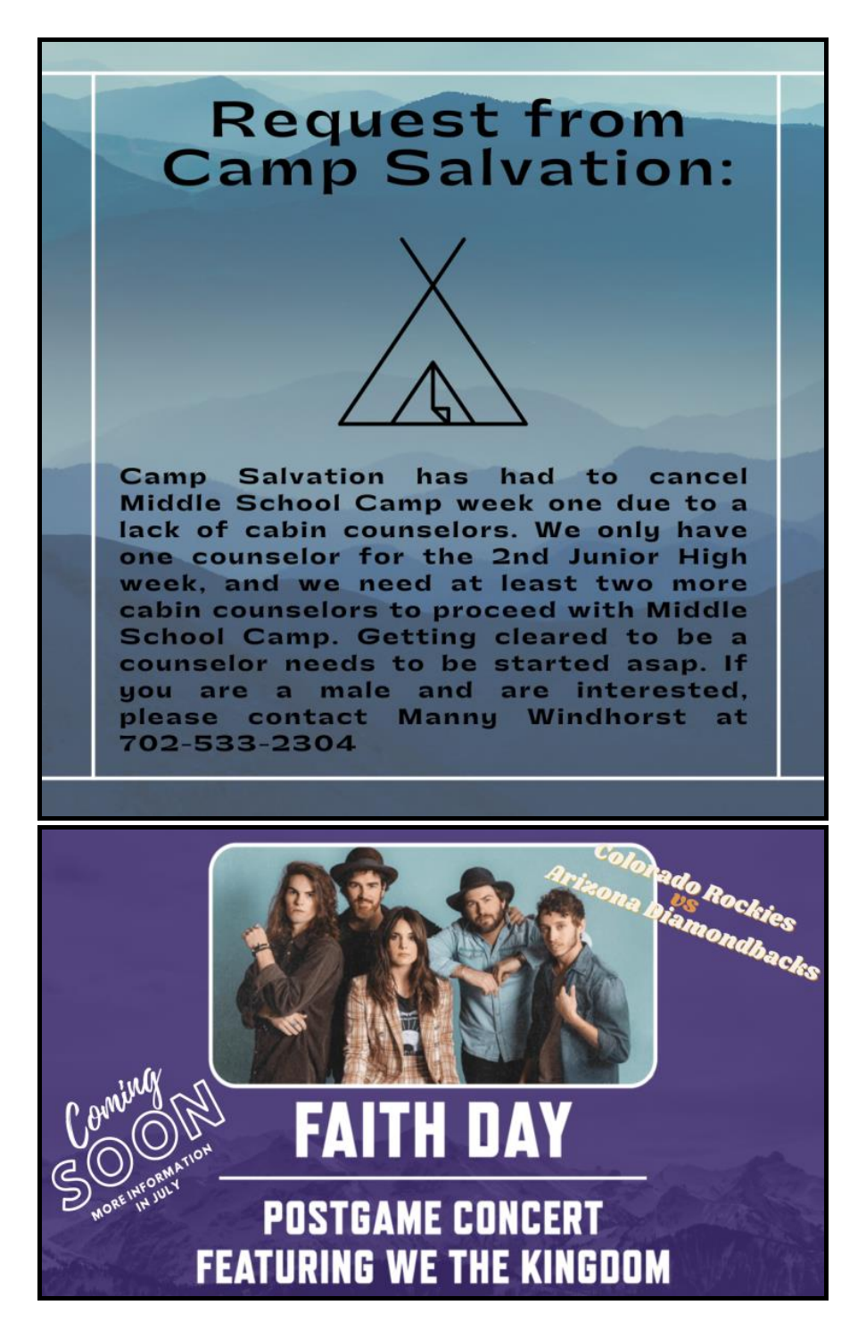# Request from Camp Salvation:

Camp Salvation has had to cancel Middle School Camp week one due to a lack of cabin counselors. We only have one counselor for the 2nd Junior High week, and we need at least two more cabin counselors to proceed with Middle School Camp. Getting cleared to be a counselor needs to be started asap. If you are a male and are interested, please contact Manny Windhorst at 702-533-2304

Colorado Rockies vs Arizona Diamondbacks

Coming SOON

MORE INFORMATION IN JULY

# FAITH DAY

## POSTGAME CONCERT FEATURING WE THE KINGDOM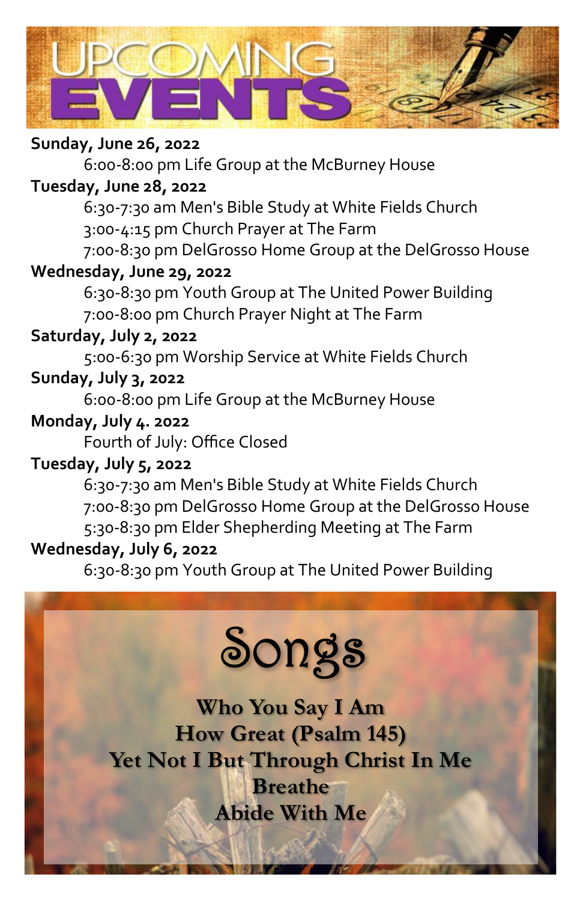# UPCOMING EVENTS

**Sunday, June 26, 2022**

6:00-8:00 pm Life Group at the McBurney House

**Tuesday, June 28, 2022**

6:30-7:30 am Men's Bible Study at White Fields Church
3:00-4:15 pm Church Prayer at The Farm
7:00-8:30 pm DelGrosso Home Group at the DelGrosso House

**Wednesday, June 29, 2022**

6:30-8:30 pm Youth Group at The United Power Building
7:00-8:00 pm Church Prayer Night at The Farm

**Saturday, July 2, 2022**

5:00-6:30 pm Worship Service at White Fields Church

**Sunday, July 3, 2022**

6:00-8:00 pm Life Group at the McBurney House

**Monday, July 4. 2022**

Fourth of July: Office Closed

**Tuesday, July 5, 2022**

6:30-7:30 am Men's Bible Study at White Fields Church
7:00-8:30 pm DelGrosso Home Group at the DelGrosso House
5:30-8:30 pm Elder Shepherding Meeting at The Farm

**Wednesday, July 6, 2022**

6:30-8:30 pm Youth Group at The United Power Building

# Songs

**Who You Say I Am**
**How Great (Psalm 145)**
**Yet Not I But Through Christ In Me**
**Breathe**
**Abide With Me**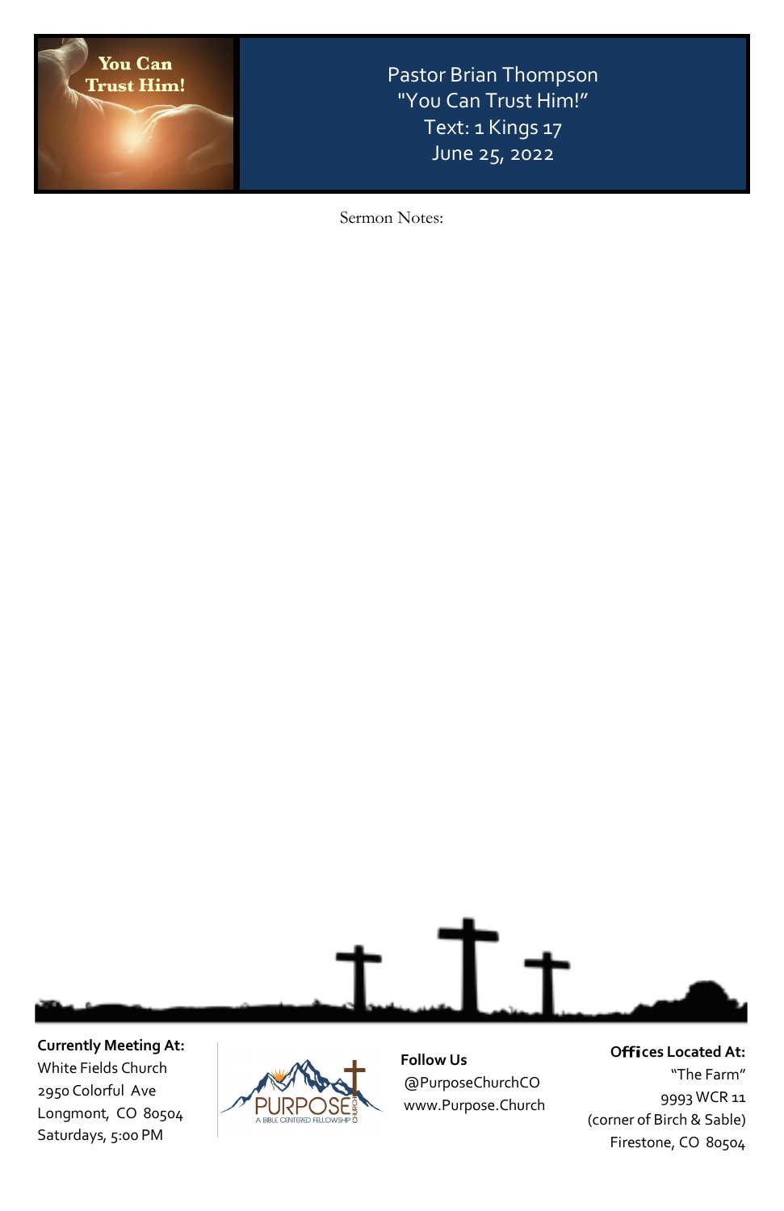Pastor Brian Thompson
"You Can Trust Him!"
Text: 1 Kings 17
June 25, 2022

Sermon Notes:

**Currently Meeting At:**
White Fields Church
2950 Colorful Ave
Longmont, CO 80504
Saturdays, 5:00 PM

**Follow Us**
@PurposeChurchCO
www.Purpose.Church

**Offices Located At:**
"The Farm"
9993 WCR 11
(corner of Birch & Sable)
Firestone, CO 80504